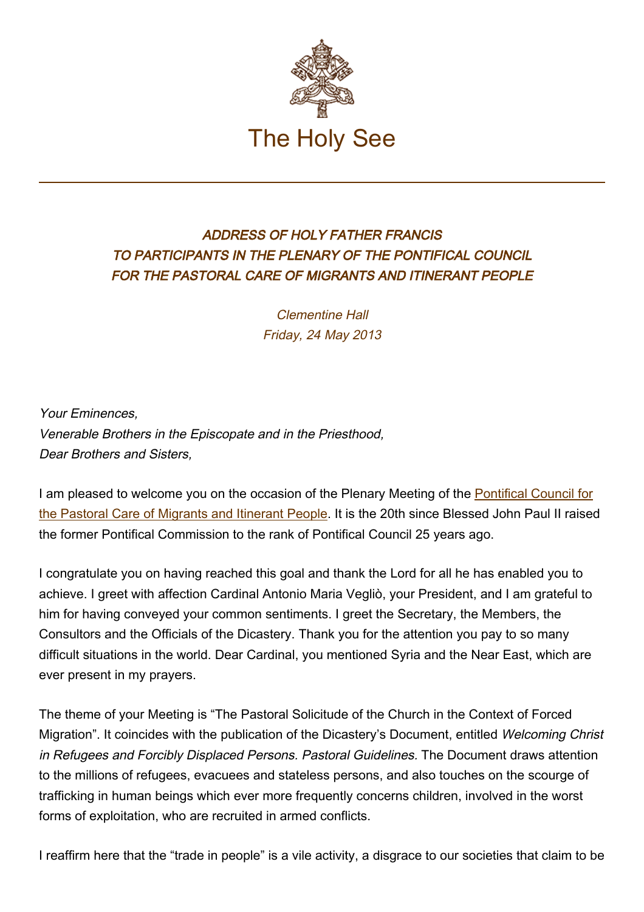The Holy See

## *ADDRESS OF HOLY FATHER FRANCIS TO PARTICIPANTS IN THE PLENARY OF THE PONTIFICAL COUNCIL FOR THE PASTORAL CARE OF MIGRANTS AND ITINERANT PEOPLE*

*Clementine Hall*
*Friday, 24 May 2013*

*Your Eminences,*
*Venerable Brothers in the Episcopate and in the Priesthood,*
*Dear Brothers and Sisters,*

I am pleased to welcome you on the occasion of the Plenary Meeting of the Pontifical Council for the Pastoral Care of Migrants and Itinerant People. It is the 20th since Blessed John Paul II raised the former Pontifical Commission to the rank of Pontifical Council 25 years ago.

I congratulate you on having reached this goal and thank the Lord for all he has enabled you to achieve. I greet with affection Cardinal Antonio Maria Vegliò, your President, and I am grateful to him for having conveyed your common sentiments. I greet the Secretary, the Members, the Consultors and the Officials of the Dicastery. Thank you for the attention you pay to so many difficult situations in the world. Dear Cardinal, you mentioned Syria and the Near East, which are ever present in my prayers.

The theme of your Meeting is "The Pastoral Solicitude of the Church in the Context of Forced Migration". It coincides with the publication of the Dicastery's Document, entitled *Welcoming Christ in Refugees and Forcibly Displaced Persons. Pastoral Guidelines.* The Document draws attention to the millions of refugees, evacuees and stateless persons, and also touches on the scourge of trafficking in human beings which ever more frequently concerns children, involved in the worst forms of exploitation, who are recruited in armed conflicts.

I reaffirm here that the "trade in people" is a vile activity, a disgrace to our societies that claim to be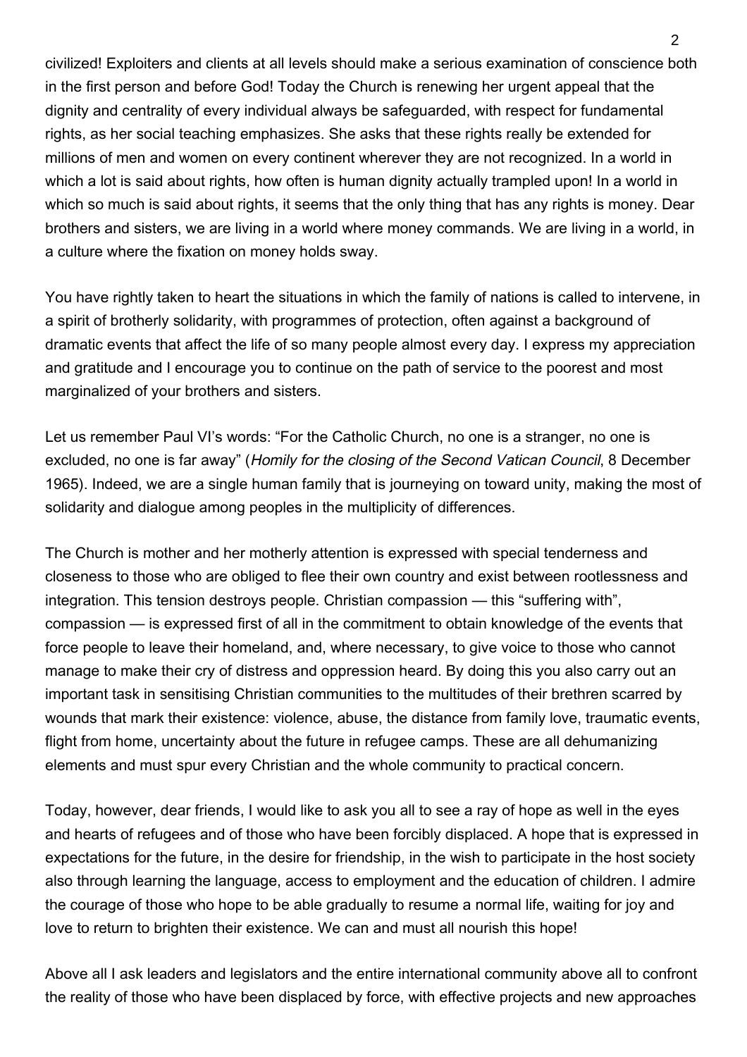civilized! Exploiters and clients at all levels should make a serious examination of conscience both in the first person and before God! Today the Church is renewing her urgent appeal that the dignity and centrality of every individual always be safeguarded, with respect for fundamental rights, as her social teaching emphasizes. She asks that these rights really be extended for millions of men and women on every continent wherever they are not recognized. In a world in which a lot is said about rights, how often is human dignity actually trampled upon! In a world in which so much is said about rights, it seems that the only thing that has any rights is money. Dear brothers and sisters, we are living in a world where money commands. We are living in a world, in a culture where the fixation on money holds sway.

You have rightly taken to heart the situations in which the family of nations is called to intervene, in a spirit of brotherly solidarity, with programmes of protection, often against a background of dramatic events that affect the life of so many people almost every day. I express my appreciation and gratitude and I encourage you to continue on the path of service to the poorest and most marginalized of your brothers and sisters.

Let us remember Paul VI's words: "For the Catholic Church, no one is a stranger, no one is excluded, no one is far away" (*Homily for the closing of the Second Vatican Council*, 8 December 1965). Indeed, we are a single human family that is journeying on toward unity, making the most of solidarity and dialogue among peoples in the multiplicity of differences.

The Church is mother and her motherly attention is expressed with special tenderness and closeness to those who are obliged to flee their own country and exist between rootlessness and integration. This tension destroys people. Christian compassion — this "suffering with", compassion — is expressed first of all in the commitment to obtain knowledge of the events that force people to leave their homeland, and, where necessary, to give voice to those who cannot manage to make their cry of distress and oppression heard. By doing this you also carry out an important task in sensitising Christian communities to the multitudes of their brethren scarred by wounds that mark their existence: violence, abuse, the distance from family love, traumatic events, flight from home, uncertainty about the future in refugee camps. These are all dehumanizing elements and must spur every Christian and the whole community to practical concern.

Today, however, dear friends, I would like to ask you all to see a ray of hope as well in the eyes and hearts of refugees and of those who have been forcibly displaced. A hope that is expressed in expectations for the future, in the desire for friendship, in the wish to participate in the host society also through learning the language, access to employment and the education of children. I admire the courage of those who hope to be able gradually to resume a normal life, waiting for joy and love to return to brighten their existence. We can and must all nourish this hope!

Above all I ask leaders and legislators and the entire international community above all to confront the reality of those who have been displaced by force, with effective projects and new approaches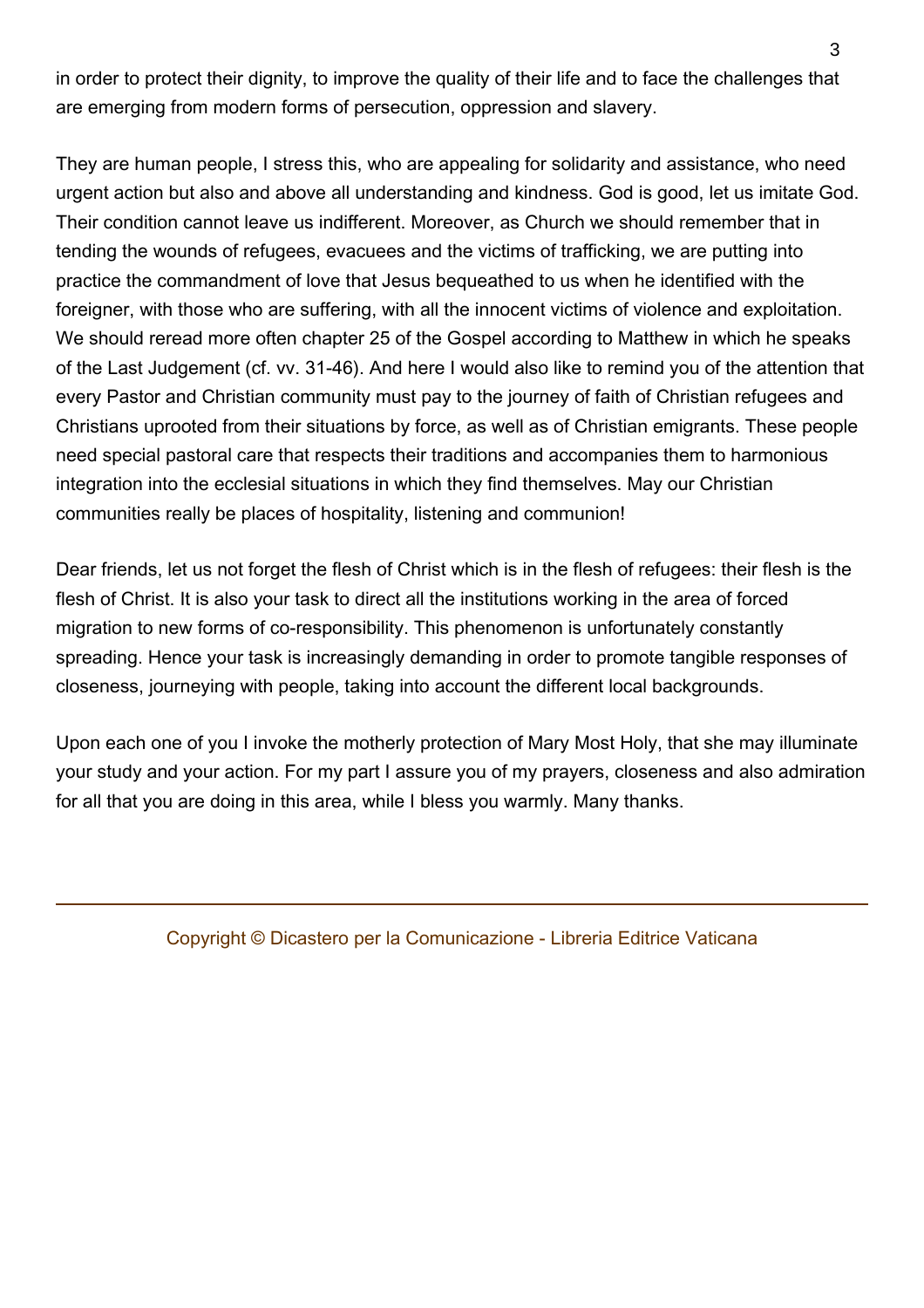in order to protect their dignity, to improve the quality of their life and to face the challenges that are emerging from modern forms of persecution, oppression and slavery.

They are human people, I stress this, who are appealing for solidarity and assistance, who need urgent action but also and above all understanding and kindness. God is good, let us imitate God. Their condition cannot leave us indifferent. Moreover, as Church we should remember that in tending the wounds of refugees, evacuees and the victims of trafficking, we are putting into practice the commandment of love that Jesus bequeathed to us when he identified with the foreigner, with those who are suffering, with all the innocent victims of violence and exploitation. We should reread more often chapter 25 of the Gospel according to Matthew in which he speaks of the Last Judgement (cf. vv. 31-46). And here I would also like to remind you of the attention that every Pastor and Christian community must pay to the journey of faith of Christian refugees and Christians uprooted from their situations by force, as well as of Christian emigrants. These people need special pastoral care that respects their traditions and accompanies them to harmonious integration into the ecclesial situations in which they find themselves. May our Christian communities really be places of hospitality, listening and communion!

Dear friends, let us not forget the flesh of Christ which is in the flesh of refugees: their flesh is the flesh of Christ. It is also your task to direct all the institutions working in the area of forced migration to new forms of co-responsibility. This phenomenon is unfortunately constantly spreading. Hence your task is increasingly demanding in order to promote tangible responses of closeness, journeying with people, taking into account the different local backgrounds.

Upon each one of you I invoke the motherly protection of Mary Most Holy, that she may illuminate your study and your action. For my part I assure you of my prayers, closeness and also admiration for all that you are doing in this area, while I bless you warmly. Many thanks.

---

Copyright © Dicastero per la Comunicazione - Libreria Editrice Vaticana